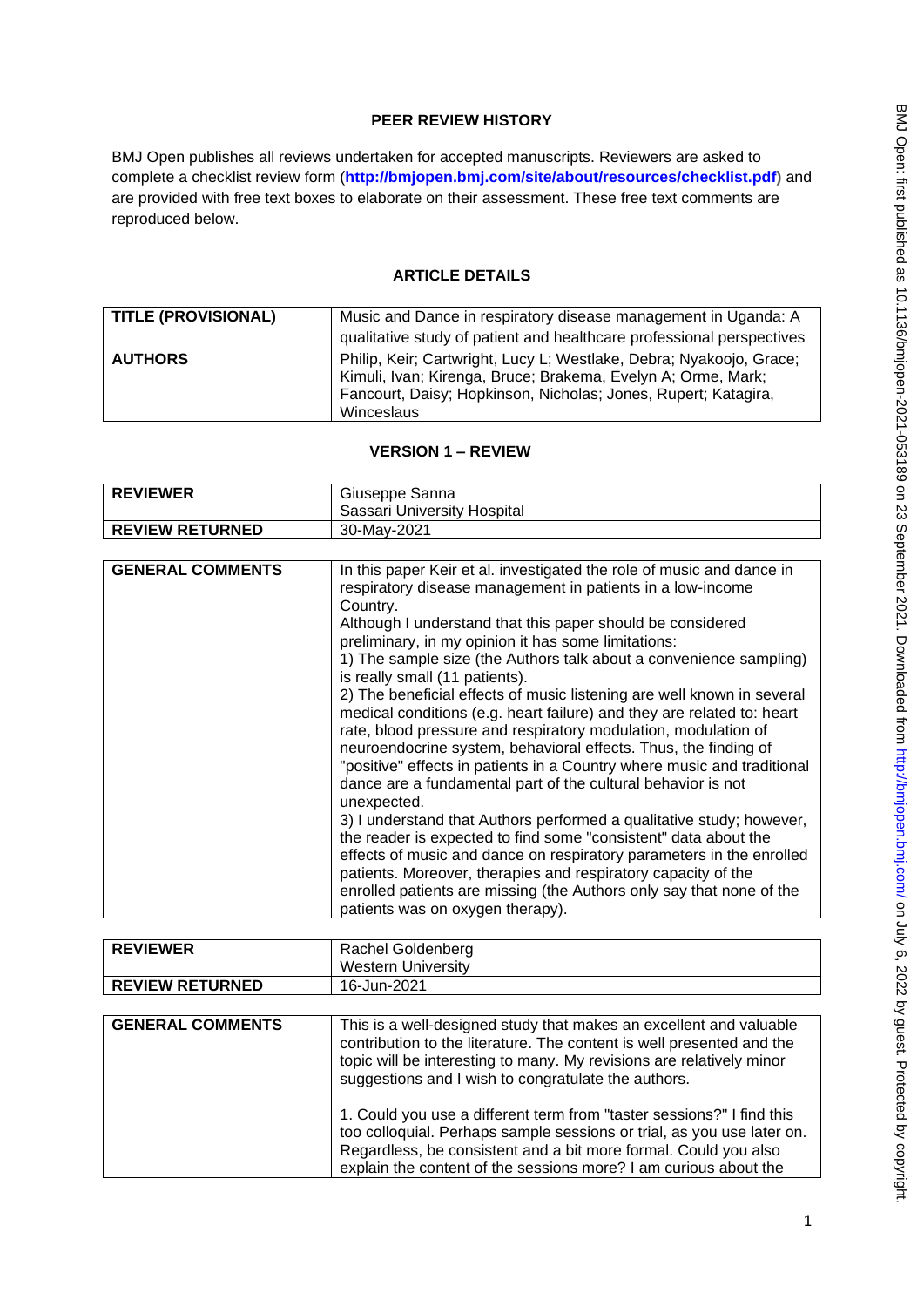**PEER REVIEW HISTORY**

BMJ Open publishes all reviews undertaken for accepted manuscripts. Reviewers are asked to complete a checklist review form (**http://bmjopen.bmj.com/site/about/resources/checklist.pdf**) and are provided with free text boxes to elaborate on their assessment. These free text comments are reproduced below.

**ARTICLE DETAILS**

| | |
|---|---|
| **TITLE (PROVISIONAL)** | Music and Dance in respiratory disease management in Uganda: A qualitative study of patient and healthcare professional perspectives |
| **AUTHORS** | Philip, Keir; Cartwright, Lucy L; Westlake, Debra; Nyakoojo, Grace; Kimuli, Ivan; Kirenga, Bruce; Brakema, Evelyn A; Orme, Mark; Fancourt, Daisy; Hopkinson, Nicholas; Jones, Rupert; Katagira, Winceslaus |

**VERSION 1 – REVIEW**

| | |
|---|---|
| **REVIEWER** | Giuseppe Sanna<br>Sassari University Hospital |
| **REVIEW RETURNED** | 30-May-2021 |

| | |
|---|---|
| **GENERAL COMMENTS** | In this paper Keir et al. investigated the role of music and dance in respiratory disease management in patients in a low-income Country.<br>Although I understand that this paper should be considered preliminary, in my opinion it has some limitations:<br>1) The sample size (the Authors talk about a convenience sampling) is really small (11 patients).<br>2) The beneficial effects of music listening are well known in several medical conditions (e.g. heart failure) and they are related to: heart rate, blood pressure and respiratory modulation, modulation of neuroendocrine system, behavioral effects. Thus, the finding of "positive" effects in patients in a Country where music and traditional dance are a fundamental part of the cultural behavior is not unexpected.<br>3) I understand that Authors performed a qualitative study; however, the reader is expected to find some "consistent" data about the effects of music and dance on respiratory parameters in the enrolled patients. Moreover, therapies and respiratory capacity of the enrolled patients are missing (the Authors only say that none of the patients was on oxygen therapy). |

| | |
|---|---|
| **REVIEWER** | Rachel Goldenberg<br>Western University |
| **REVIEW RETURNED** | 16-Jun-2021 |

| | |
|---|---|
| **GENERAL COMMENTS** | This is a well-designed study that makes an excellent and valuable contribution to the literature. The content is well presented and the topic will be interesting to many. My revisions are relatively minor suggestions and I wish to congratulate the authors.<br><br>1. Could you use a different term from "taster sessions?" I find this too colloquial. Perhaps sample sessions or trial, as you use later on. Regardless, be consistent and a bit more formal. Could you also explain the content of the sessions more? I am curious about the |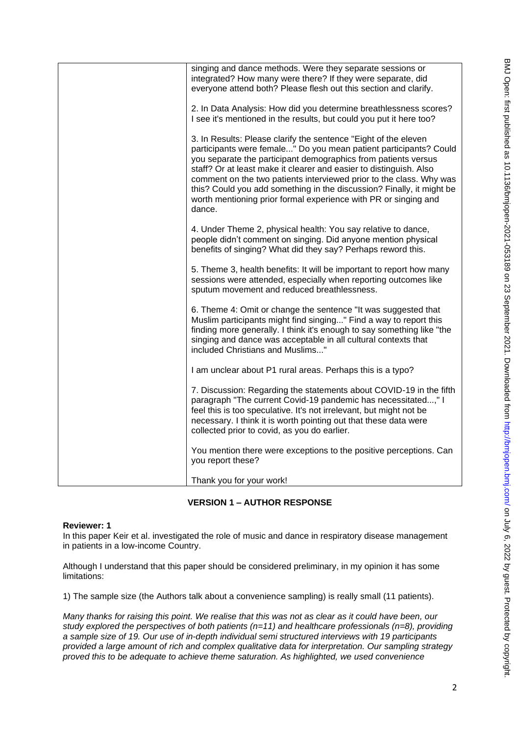| | singing and dance methods. Were they separate sessions or integrated? How many were there? If they were separate, did everyone attend both? Please flesh out this section and clarify.<br><br>2. In Data Analysis: How did you determine breathlessness scores? I see it's mentioned in the results, but could you put it here too?<br><br>3. In Results: Please clarify the sentence "Eight of the eleven participants were female..." Do you mean patient participants? Could you separate the participant demographics from patients versus staff? Or at least make it clearer and easier to distinguish. Also comment on the two patients interviewed prior to the class. Why was this? Could you add something in the discussion? Finally, it might be worth mentioning prior formal experience with PR or singing and dance.<br><br>4. Under Theme 2, physical health: You say relative to dance, people didn't comment on singing. Did anyone mention physical benefits of singing? What did they say? Perhaps reword this.<br><br>5. Theme 3, health benefits: It will be important to report how many sessions were attended, especially when reporting outcomes like sputum movement and reduced breathlessness.<br><br>6. Theme 4: Omit or change the sentence "It was suggested that Muslim participants might find singing..." Find a way to report this finding more generally. I think it's enough to say something like "the singing and dance was acceptable in all cultural contexts that included Christians and Muslims..."<br><br>I am unclear about P1 rural areas. Perhaps this is a typo?<br><br>7. Discussion: Regarding the statements about COVID-19 in the fifth paragraph "The current Covid-19 pandemic has necessitated...," I feel this is too speculative. It's not irrelevant, but might not be necessary. I think it is worth pointing out that these data were collected prior to covid, as you do earlier.<br><br>You mention there were exceptions to the positive perceptions. Can you report these?<br><br>Thank you for your work! |
|---|---|

## VERSION 1 – AUTHOR RESPONSE

**Reviewer: 1**

In this paper Keir et al. investigated the role of music and dance in respiratory disease management in patients in a low-income Country.

Although I understand that this paper should be considered preliminary, in my opinion it has some limitations:

1) The sample size (the Authors talk about a convenience sampling) is really small (11 patients).

*Many thanks for raising this point. We realise that this was not as clear as it could have been, our study explored the perspectives of both patients (n=11) and healthcare professionals (n=8), providing a sample size of 19. Our use of in-depth individual semi structured interviews with 19 participants provided a large amount of rich and complex qualitative data for interpretation. Our sampling strategy proved this to be adequate to achieve theme saturation. As highlighted, we used convenience*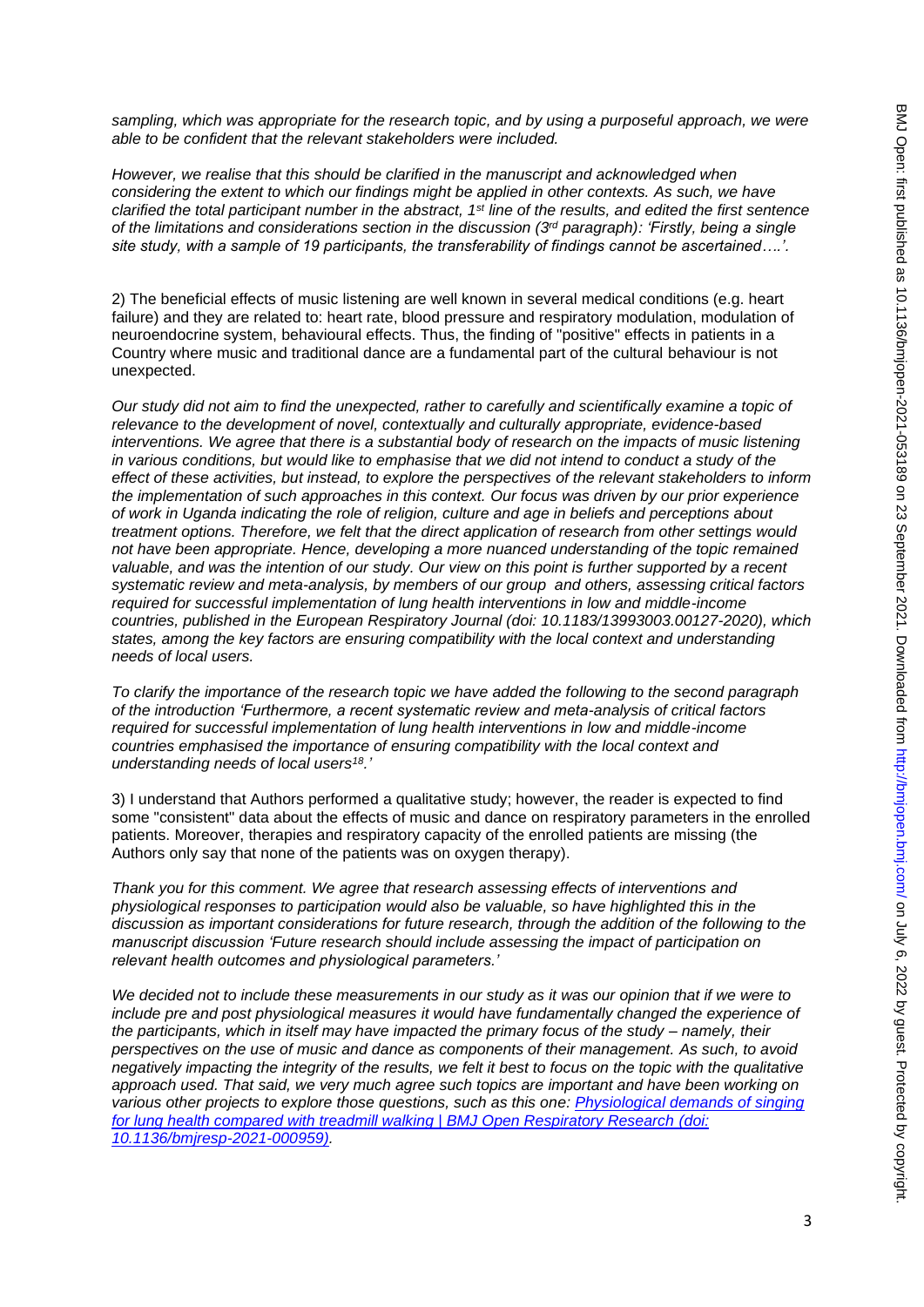*sampling, which was appropriate for the research topic, and by using a purposeful approach, we were able to be confident that the relevant stakeholders were included.*

*However, we realise that this should be clarified in the manuscript and acknowledged when considering the extent to which our findings might be applied in other contexts. As such, we have clarified the total participant number in the abstract, 1st line of the results, and edited the first sentence of the limitations and considerations section in the discussion (3rd paragraph): 'Firstly, being a single site study, with a sample of 19 participants, the transferability of findings cannot be ascertained….'.*

2) The beneficial effects of music listening are well known in several medical conditions (e.g. heart failure) and they are related to: heart rate, blood pressure and respiratory modulation, modulation of neuroendocrine system, behavioural effects. Thus, the finding of "positive" effects in patients in a Country where music and traditional dance are a fundamental part of the cultural behaviour is not unexpected.

*Our study did not aim to find the unexpected, rather to carefully and scientifically examine a topic of relevance to the development of novel, contextually and culturally appropriate, evidence-based interventions. We agree that there is a substantial body of research on the impacts of music listening in various conditions, but would like to emphasise that we did not intend to conduct a study of the effect of these activities, but instead, to explore the perspectives of the relevant stakeholders to inform the implementation of such approaches in this context. Our focus was driven by our prior experience of work in Uganda indicating the role of religion, culture and age in beliefs and perceptions about treatment options. Therefore, we felt that the direct application of research from other settings would not have been appropriate. Hence, developing a more nuanced understanding of the topic remained valuable, and was the intention of our study. Our view on this point is further supported by a recent systematic review and meta-analysis, by members of our group and others, assessing critical factors required for successful implementation of lung health interventions in low and middle-income countries, published in the European Respiratory Journal (doi: 10.1183/13993003.00127-2020), which states, among the key factors are ensuring compatibility with the local context and understanding needs of local users.*

*To clarify the importance of the research topic we have added the following to the second paragraph of the introduction 'Furthermore, a recent systematic review and meta-analysis of critical factors required for successful implementation of lung health interventions in low and middle-income countries emphasised the importance of ensuring compatibility with the local context and understanding needs of local users[18].'*

3) I understand that Authors performed a qualitative study; however, the reader is expected to find some "consistent" data about the effects of music and dance on respiratory parameters in the enrolled patients. Moreover, therapies and respiratory capacity of the enrolled patients are missing (the Authors only say that none of the patients was on oxygen therapy).

*Thank you for this comment. We agree that research assessing effects of interventions and physiological responses to participation would also be valuable, so have highlighted this in the discussion as important considerations for future research, through the addition of the following to the manuscript discussion 'Future research should include assessing the impact of participation on relevant health outcomes and physiological parameters.'*

*We decided not to include these measurements in our study as it was our opinion that if we were to include pre and post physiological measures it would have fundamentally changed the experience of the participants, which in itself may have impacted the primary focus of the study – namely, their perspectives on the use of music and dance as components of their management. As such, to avoid negatively impacting the integrity of the results, we felt it best to focus on the topic with the qualitative approach used. That said, we very much agree such topics are important and have been working on various other projects to explore those questions, such as this one: [Physiological demands of singing for lung health compared with treadmill walking | BMJ Open Respiratory Research (doi: 10.1136/bmjresp-2021-000959)].*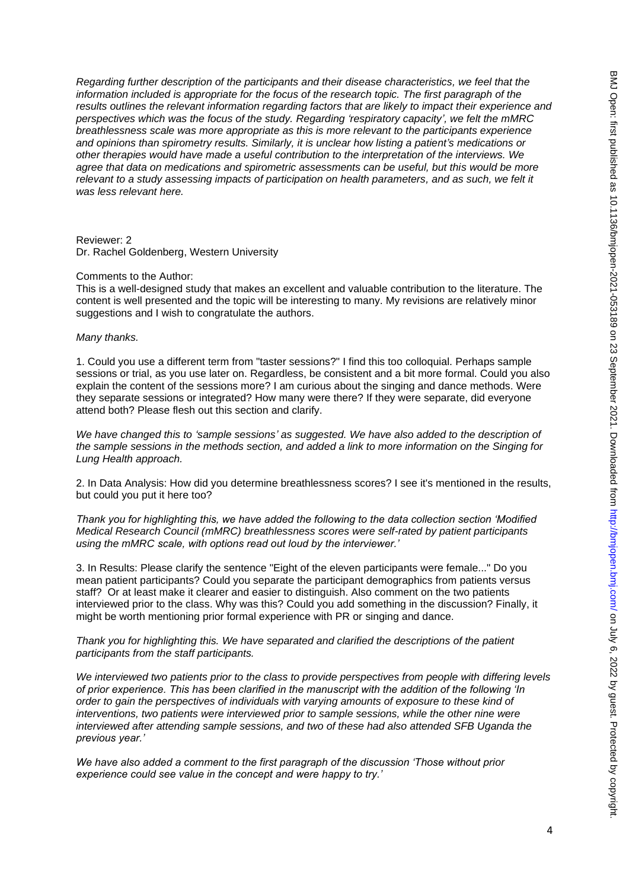*Regarding further description of the participants and their disease characteristics, we feel that the information included is appropriate for the focus of the research topic. The first paragraph of the results outlines the relevant information regarding factors that are likely to impact their experience and perspectives which was the focus of the study. Regarding 'respiratory capacity', we felt the mMRC breathlessness scale was more appropriate as this is more relevant to the participants experience and opinions than spirometry results. Similarly, it is unclear how listing a patient's medications or other therapies would have made a useful contribution to the interpretation of the interviews. We agree that data on medications and spirometric assessments can be useful, but this would be more relevant to a study assessing impacts of participation on health parameters, and as such, we felt it was less relevant here.*

Reviewer: 2
Dr. Rachel Goldenberg, Western University

Comments to the Author:
This is a well-designed study that makes an excellent and valuable contribution to the literature. The content is well presented and the topic will be interesting to many. My revisions are relatively minor suggestions and I wish to congratulate the authors.

*Many thanks.*

1. Could you use a different term from "taster sessions?" I find this too colloquial. Perhaps sample sessions or trial, as you use later on. Regardless, be consistent and a bit more formal. Could you also explain the content of the sessions more? I am curious about the singing and dance methods. Were they separate sessions or integrated? How many were there? If they were separate, did everyone attend both? Please flesh out this section and clarify.

*We have changed this to 'sample sessions' as suggested. We have also added to the description of the sample sessions in the methods section, and added a link to more information on the Singing for Lung Health approach.*

2. In Data Analysis: How did you determine breathlessness scores? I see it's mentioned in the results, but could you put it here too?

*Thank you for highlighting this, we have added the following to the data collection section 'Modified Medical Research Council (mMRC) breathlessness scores were self-rated by patient participants using the mMRC scale, with options read out loud by the interviewer.'*

3. In Results: Please clarify the sentence "Eight of the eleven participants were female..." Do you mean patient participants? Could you separate the participant demographics from patients versus staff? Or at least make it clearer and easier to distinguish. Also comment on the two patients interviewed prior to the class. Why was this? Could you add something in the discussion? Finally, it might be worth mentioning prior formal experience with PR or singing and dance.

*Thank you for highlighting this. We have separated and clarified the descriptions of the patient participants from the staff participants.*

*We interviewed two patients prior to the class to provide perspectives from people with differing levels of prior experience. This has been clarified in the manuscript with the addition of the following 'In order to gain the perspectives of individuals with varying amounts of exposure to these kind of interventions, two patients were interviewed prior to sample sessions, while the other nine were interviewed after attending sample sessions, and two of these had also attended SFB Uganda the previous year.'*

*We have also added a comment to the first paragraph of the discussion 'Those without prior experience could see value in the concept and were happy to try.'*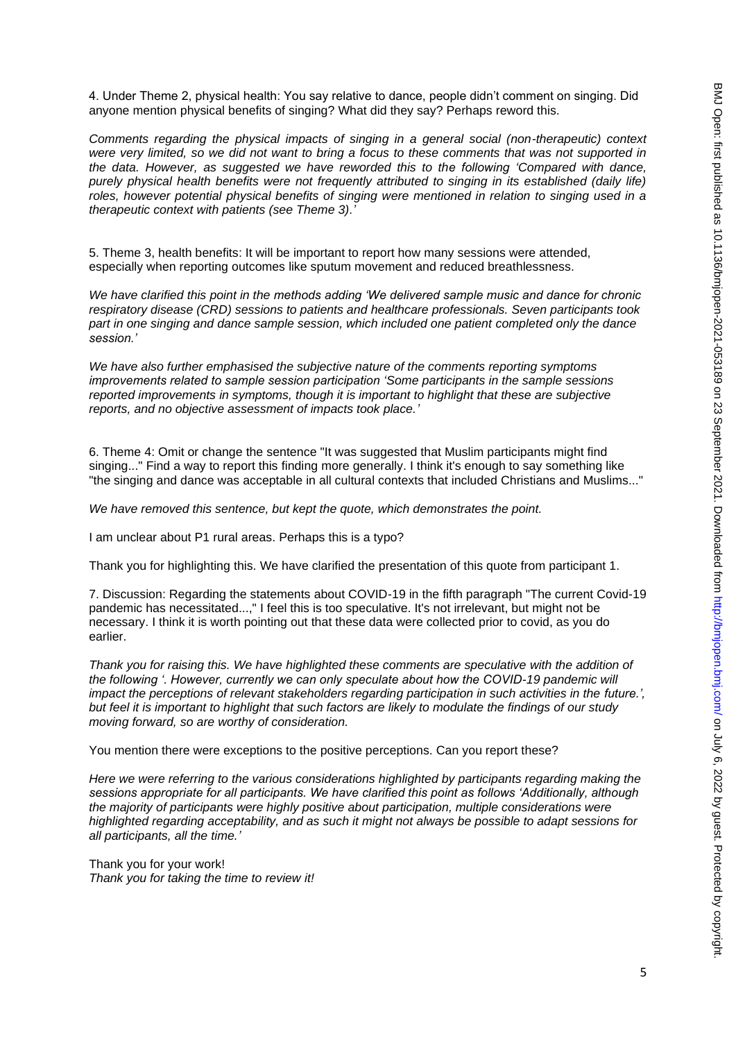4. Under Theme 2, physical health: You say relative to dance, people didn't comment on singing. Did anyone mention physical benefits of singing? What did they say? Perhaps reword this.

*Comments regarding the physical impacts of singing in a general social (non-therapeutic) context were very limited, so we did not want to bring a focus to these comments that was not supported in the data. However, as suggested we have reworded this to the following 'Compared with dance, purely physical health benefits were not frequently attributed to singing in its established (daily life) roles, however potential physical benefits of singing were mentioned in relation to singing used in a therapeutic context with patients (see Theme 3).'*

5. Theme 3, health benefits: It will be important to report how many sessions were attended, especially when reporting outcomes like sputum movement and reduced breathlessness.

*We have clarified this point in the methods adding 'We delivered sample music and dance for chronic respiratory disease (CRD) sessions to patients and healthcare professionals. Seven participants took part in one singing and dance sample session, which included one patient completed only the dance session.'*

*We have also further emphasised the subjective nature of the comments reporting symptoms improvements related to sample session participation 'Some participants in the sample sessions reported improvements in symptoms, though it is important to highlight that these are subjective reports, and no objective assessment of impacts took place.'*

6. Theme 4: Omit or change the sentence "It was suggested that Muslim participants might find singing..." Find a way to report this finding more generally. I think it's enough to say something like "the singing and dance was acceptable in all cultural contexts that included Christians and Muslims..."

*We have removed this sentence, but kept the quote, which demonstrates the point.*

I am unclear about P1 rural areas. Perhaps this is a typo?

Thank you for highlighting this. We have clarified the presentation of this quote from participant 1.

7. Discussion: Regarding the statements about COVID-19 in the fifth paragraph "The current Covid-19 pandemic has necessitated...," I feel this is too speculative. It's not irrelevant, but might not be necessary. I think it is worth pointing out that these data were collected prior to covid, as you do earlier.

*Thank you for raising this. We have highlighted these comments are speculative with the addition of the following '. However, currently we can only speculate about how the COVID-19 pandemic will impact the perceptions of relevant stakeholders regarding participation in such activities in the future.', but feel it is important to highlight that such factors are likely to modulate the findings of our study moving forward, so are worthy of consideration.*

You mention there were exceptions to the positive perceptions. Can you report these?

*Here we were referring to the various considerations highlighted by participants regarding making the sessions appropriate for all participants. We have clarified this point as follows 'Additionally, although the majority of participants were highly positive about participation, multiple considerations were highlighted regarding acceptability, and as such it might not always be possible to adapt sessions for all participants, all the time.'*

Thank you for your work!
*Thank you for taking the time to review it!*